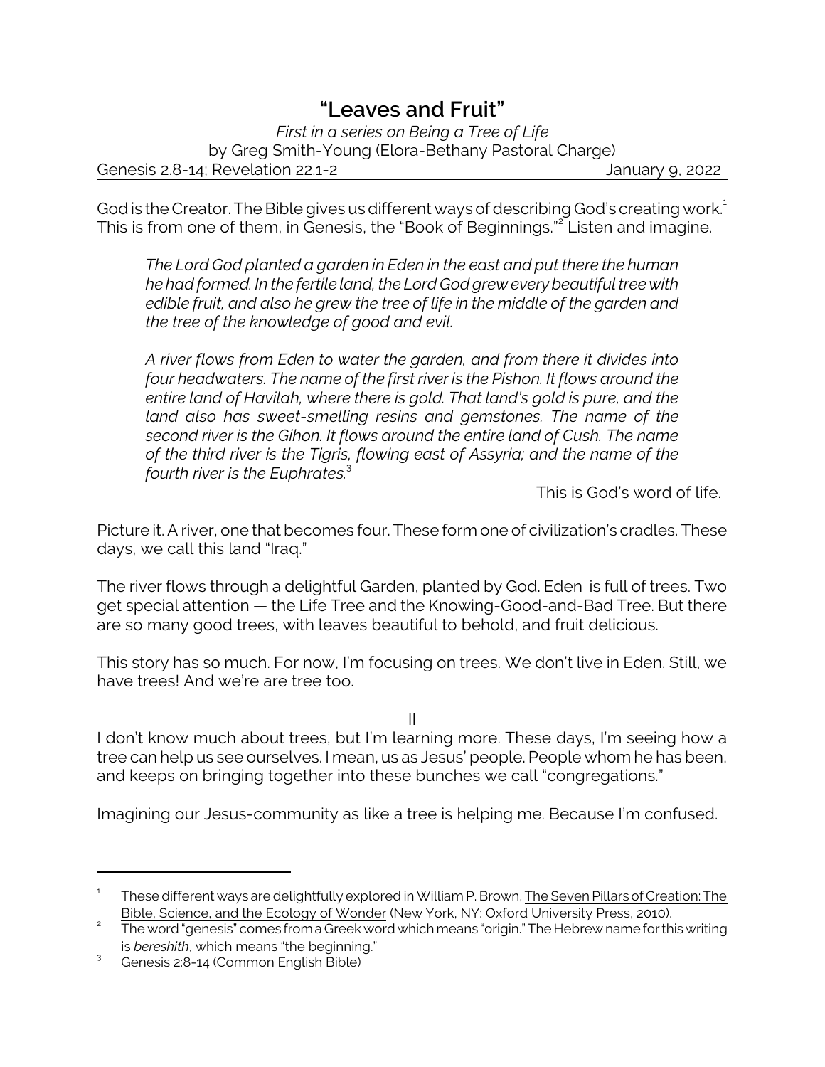# "Leaves and Fruit"

*First in a series on Being a Tree of Life*
by Greg Smith-Young (Elora-Bethany Pastoral Charge)
Genesis 2.8-14; Revelation 22.1-2 January 9, 2022

God is the Creator. The Bible gives us different ways of describing God's creating work.[1] This is from one of them, in Genesis, the "Book of Beginnings."[2] Listen and imagine.

> *The Lord God planted a garden in Eden in the east and put there the human he had formed. In the fertile land, the Lord God grew every beautiful tree with edible fruit, and also he grew the tree of life in the middle of the garden and the tree of the knowledge of good and evil.*
>
> *A river flows from Eden to water the garden, and from there it divides into four headwaters. The name of the first river is the Pishon. It flows around the entire land of Havilah, where there is gold. That land's gold is pure, and the land also has sweet-smelling resins and gemstones. The name of the second river is the Gihon. It flows around the entire land of Cush. The name of the third river is the Tigris, flowing east of Assyria; and the name of the fourth river is the Euphrates.*[3]
>
> This is God's word of life.

Picture it. A river, one that becomes four. These form one of civilization's cradles. These days, we call this land "Iraq."

The river flows through a delightful Garden, planted by God. Eden is full of trees. Two get special attention — the Life Tree and the Knowing-Good-and-Bad Tree. But there are so many good trees, with leaves beautiful to behold, and fruit delicious.

This story has so much. For now, I'm focusing on trees. We don't live in Eden. Still, we have trees! And we're are tree too.

II

I don't know much about trees, but I'm learning more. These days, I'm seeing how a tree can help us see ourselves. I mean, us as Jesus' people. People whom he has been, and keeps on bringing together into these bunches we call "congregations."

Imagining our Jesus-community as like a tree is helping me. Because I'm confused.

---

[1] These different ways are delightfully explored in William P. Brown, The Seven Pillars of Creation: The Bible, Science, and the Ecology of Wonder (New York, NY: Oxford University Press, 2010).

[2] The word "genesis" comes from a Greek word which means "origin." The Hebrew name for this writing is *bereshith*, which means "the beginning."

[3] Genesis 2:8-14 (Common English Bible)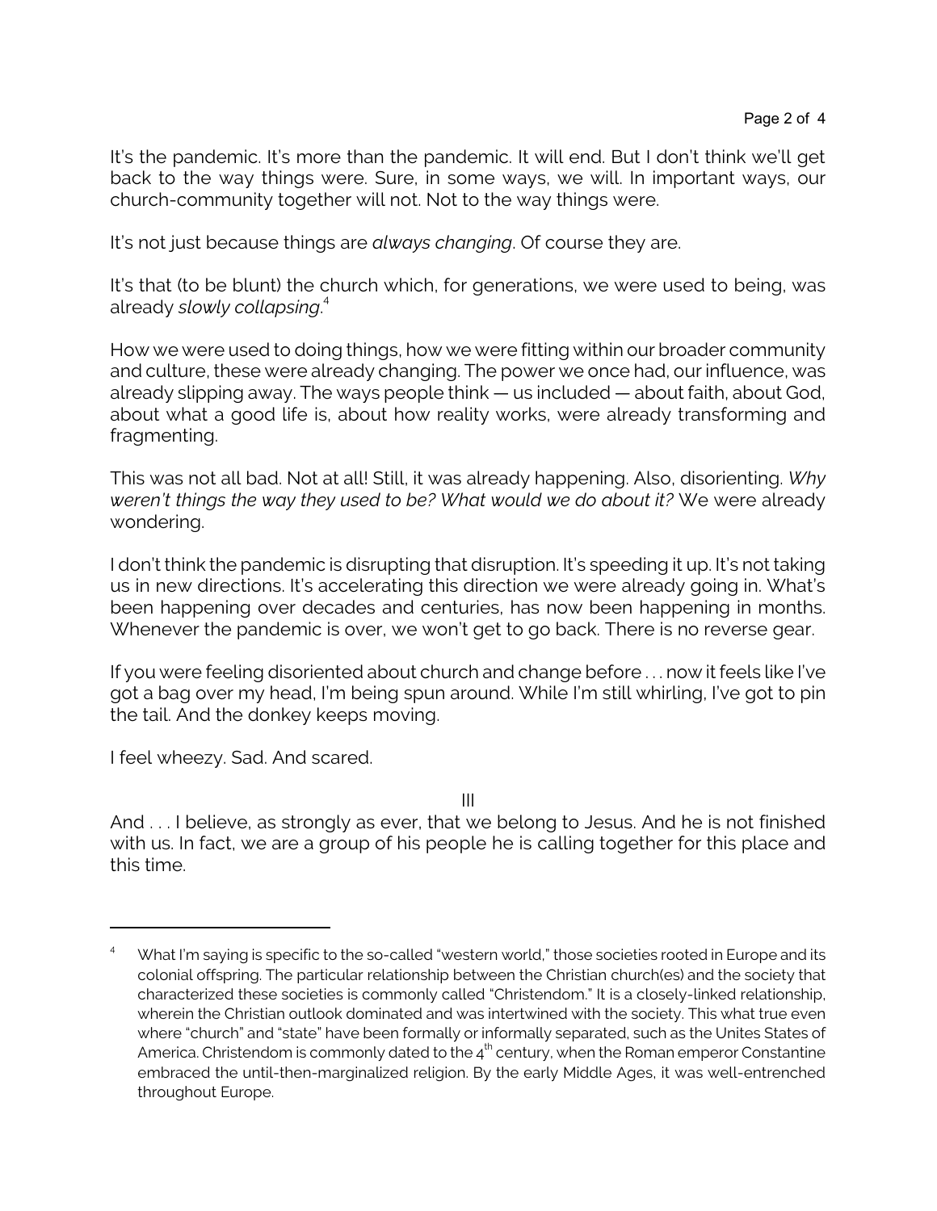It's the pandemic. It's more than the pandemic. It will end. But I don't think we'll get back to the way things were. Sure, in some ways, we will. In important ways, our church-community together will not. Not to the way things were.

It's not just because things are *always changing*. Of course they are.

It's that (to be blunt) the church which, for generations, we were used to being, was already *slowly collapsing*.[4]

How we were used to doing things, how we were fitting within our broader community and culture, these were already changing. The power we once had, our influence, was already slipping away. The ways people think — us included — about faith, about God, about what a good life is, about how reality works, were already transforming and fragmenting.

This was not all bad. Not at all! Still, it was already happening. Also, disorienting. *Why weren't things the way they used to be? What would we do about it?* We were already wondering.

I don't think the pandemic is disrupting that disruption. It's speeding it up. It's not taking us in new directions. It's accelerating this direction we were already going in. What's been happening over decades and centuries, has now been happening in months. Whenever the pandemic is over, we won't get to go back. There is no reverse gear.

If you were feeling disoriented about church and change before . . . now it feels like I've got a bag over my head, I'm being spun around. While I'm still whirling, I've got to pin the tail. And the donkey keeps moving.

I feel wheezy. Sad. And scared.

III

And . . . I believe, as strongly as ever, that we belong to Jesus. And he is not finished with us. In fact, we are a group of his people he is calling together for this place and this time.

---

[4] What I'm saying is specific to the so-called "western world," those societies rooted in Europe and its colonial offspring. The particular relationship between the Christian church(es) and the society that characterized these societies is commonly called "Christendom." It is a closely-linked relationship, wherein the Christian outlook dominated and was intertwined with the society. This what true even where "church" and "state" have been formally or informally separated, such as the Unites States of America. Christendom is commonly dated to the 4th century, when the Roman emperor Constantine embraced the until-then-marginalized religion. By the early Middle Ages, it was well-entrenched throughout Europe.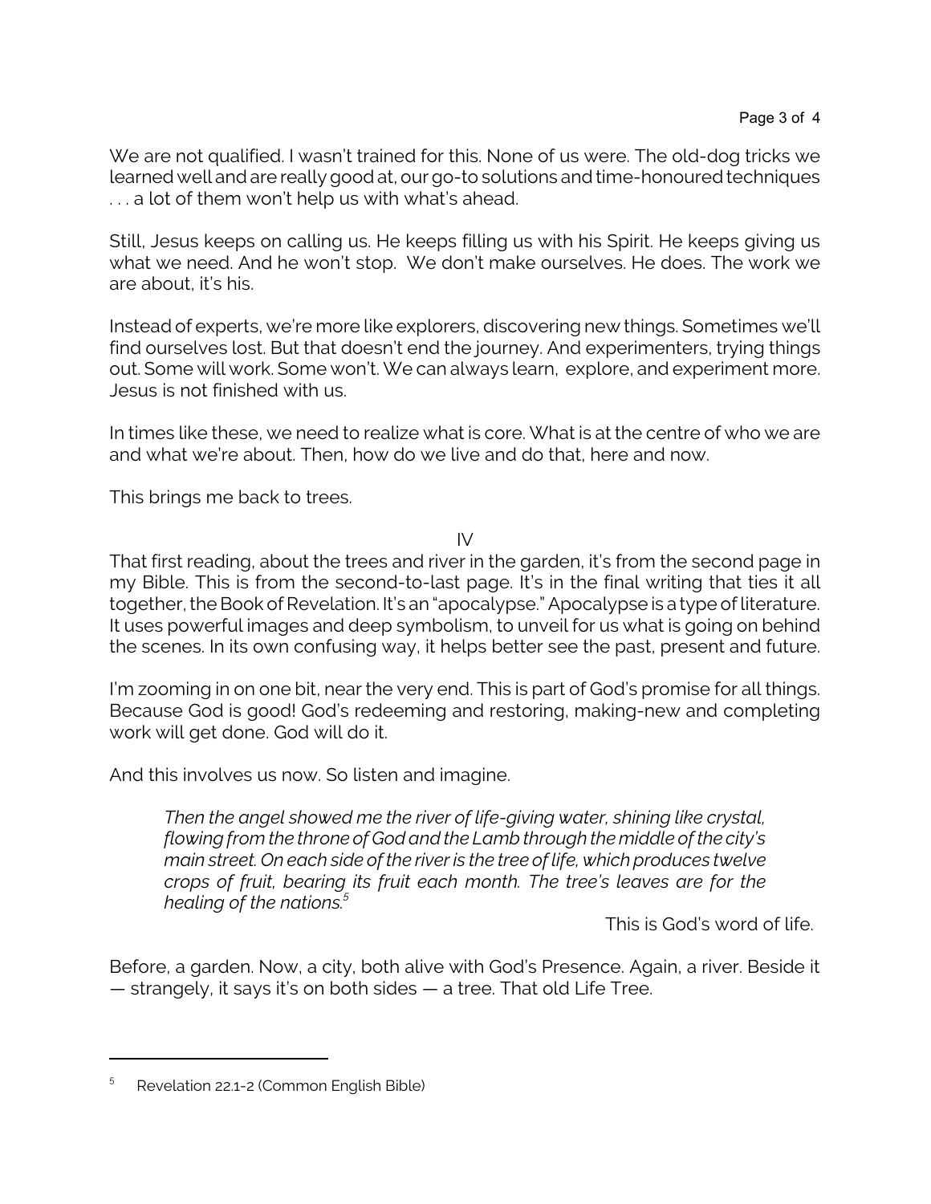We are not qualified. I wasn't trained for this. None of us were. The old-dog tricks we learned well and are really good at, our go-to solutions and time-honoured techniques . . . a lot of them won't help us with what's ahead.

Still, Jesus keeps on calling us. He keeps filling us with his Spirit. He keeps giving us what we need. And he won't stop.  We don't make ourselves. He does. The work we are about, it's his.

Instead of experts, we're more like explorers, discovering new things. Sometimes we'll find ourselves lost. But that doesn't end the journey. And experimenters, trying things out. Some will work. Some won't. We can always learn,  explore, and experiment more. Jesus is not finished with us.

In times like these, we need to realize what is core. What is at the centre of who we are and what we're about. Then, how do we live and do that, here and now.

This brings me back to trees.

IV

That first reading, about the trees and river in the garden, it's from the second page in my Bible. This is from the second-to-last page. It's in the final writing that ties it all together, the Book of Revelation. It's an "apocalypse." Apocalypse is a type of literature. It uses powerful images and deep symbolism, to unveil for us what is going on behind the scenes. In its own confusing way, it helps better see the past, present and future.

I'm zooming in on one bit, near the very end. This is part of God's promise for all things. Because God is good! God's redeeming and restoring, making-new and completing work will get done. God will do it.

And this involves us now. So listen and imagine.

> *Then the angel showed me the river of life-giving water, shining like crystal, flowing from the throne of God and the Lamb through the middle of the city's main street. On each side of the river is the tree of life, which produces twelve crops of fruit, bearing its fruit each month. The tree's leaves are for the healing of the nations.*[5]
>
> This is God's word of life.

Before, a garden. Now, a city, both alive with God's Presence. Again, a river. Beside it — strangely, it says it's on both sides — a tree. That old Life Tree.

---

[5] Revelation 22.1-2 (Common English Bible)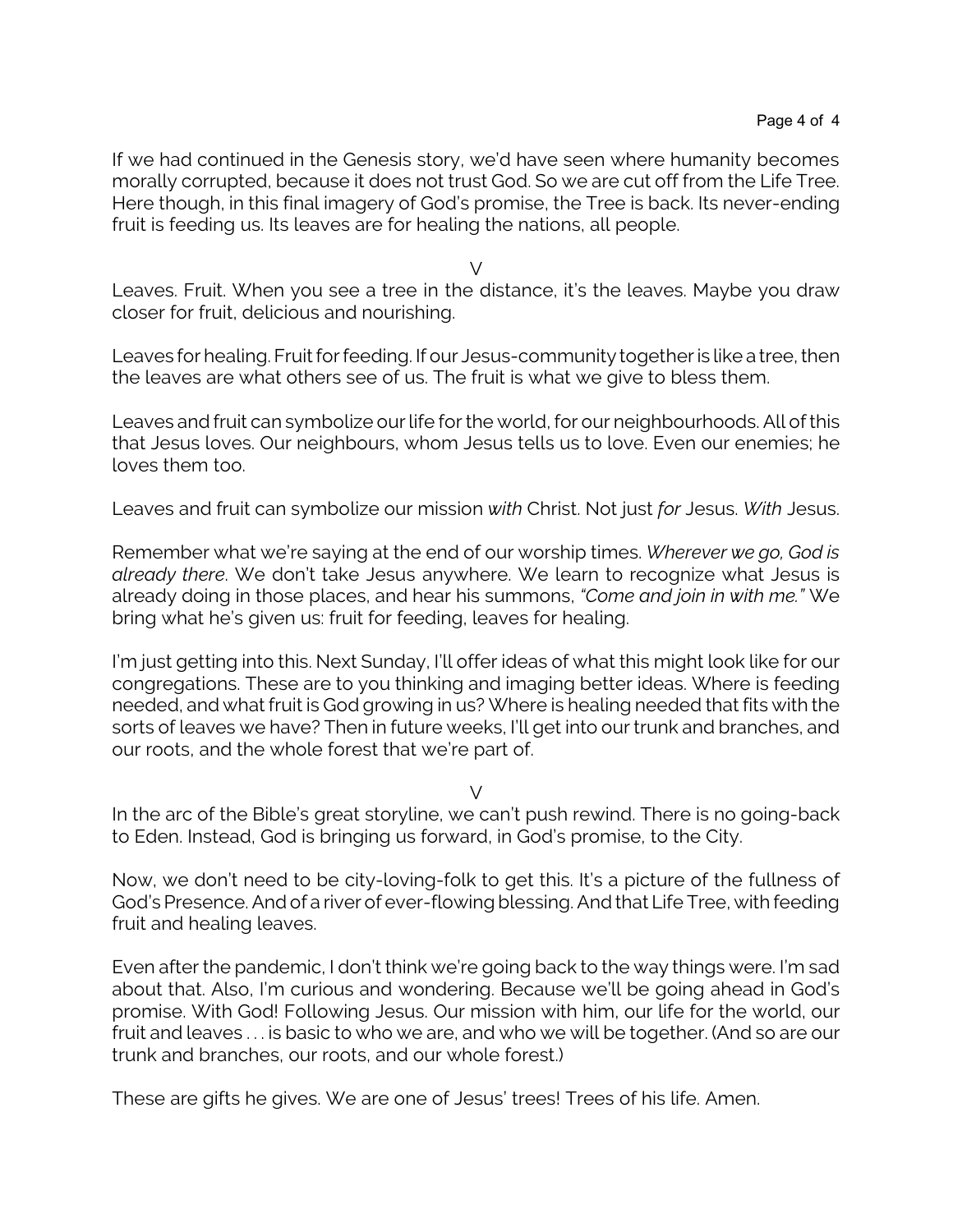If we had continued in the Genesis story, we'd have seen where humanity becomes morally corrupted, because it does not trust God. So we are cut off from the Life Tree. Here though, in this final imagery of God's promise, the Tree is back. Its never-ending fruit is feeding us. Its leaves are for healing the nations, all people.

V

Leaves. Fruit. When you see a tree in the distance, it's the leaves. Maybe you draw closer for fruit, delicious and nourishing.

Leaves for healing. Fruit for feeding. If our Jesus-community together is like a tree, then the leaves are what others see of us. The fruit is what we give to bless them.

Leaves and fruit can symbolize our life for the world, for our neighbourhoods. All of this that Jesus loves. Our neighbours, whom Jesus tells us to love. Even our enemies; he loves them too.

Leaves and fruit can symbolize our mission *with* Christ. Not just *for* Jesus. *With* Jesus.

Remember what we're saying at the end of our worship times. *Wherever we go, God is already there*. We don't take Jesus anywhere. We learn to recognize what Jesus is already doing in those places, and hear his summons, *"Come and join in with me."* We bring what he's given us: fruit for feeding, leaves for healing.

I'm just getting into this. Next Sunday, I'll offer ideas of what this might look like for our congregations. These are to you thinking and imaging better ideas. Where is feeding needed, and what fruit is God growing in us? Where is healing needed that fits with the sorts of leaves we have? Then in future weeks, I'll get into our trunk and branches, and our roots, and the whole forest that we're part of.

V

In the arc of the Bible's great storyline, we can't push rewind. There is no going-back to Eden. Instead, God is bringing us forward, in God's promise, to the City.

Now, we don't need to be city-loving-folk to get this. It's a picture of the fullness of God's Presence. And of a river of ever-flowing blessing. And that Life Tree, with feeding fruit and healing leaves.

Even after the pandemic, I don't think we're going back to the way things were. I'm sad about that. Also, I'm curious and wondering. Because we'll be going ahead in God's promise. With God! Following Jesus. Our mission with him, our life for the world, our fruit and leaves . . . is basic to who we are, and who we will be together. (And so are our trunk and branches, our roots, and our whole forest.)

These are gifts he gives. We are one of Jesus' trees! Trees of his life. Amen.